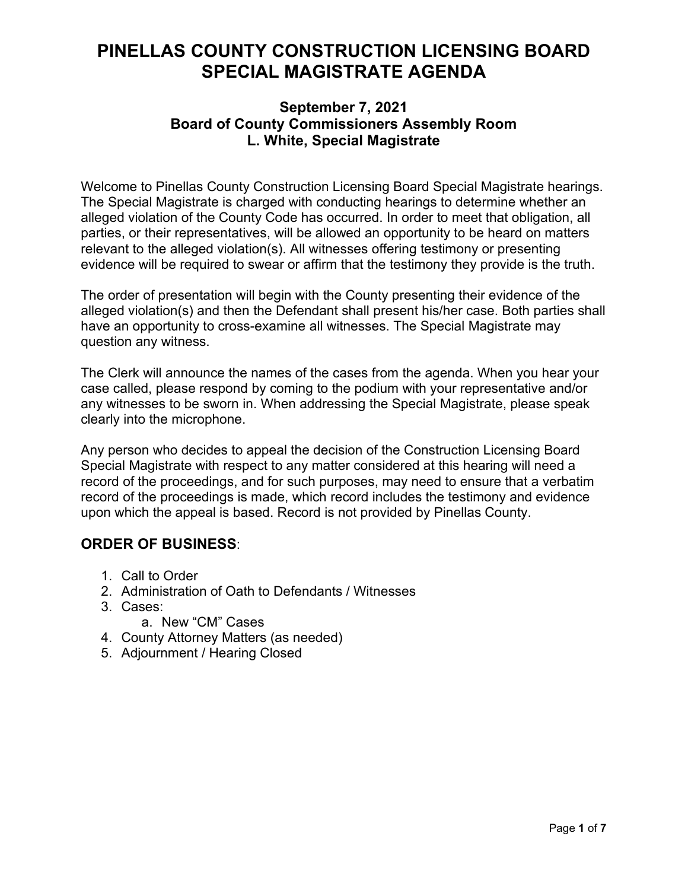# PINELLAS COUNTY CONSTRUCTION LICENSING BOARD SPECIAL MAGISTRATE AGENDA

### September 7, 2021
### Board of County Commissioners Assembly Room
### L. White, Special Magistrate

Welcome to Pinellas County Construction Licensing Board Special Magistrate hearings. The Special Magistrate is charged with conducting hearings to determine whether an alleged violation of the County Code has occurred. In order to meet that obligation, all parties, or their representatives, will be allowed an opportunity to be heard on matters relevant to the alleged violation(s). All witnesses offering testimony or presenting evidence will be required to swear or affirm that the testimony they provide is the truth.

The order of presentation will begin with the County presenting their evidence of the alleged violation(s) and then the Defendant shall present his/her case. Both parties shall have an opportunity to cross-examine all witnesses. The Special Magistrate may question any witness.

The Clerk will announce the names of the cases from the agenda. When you hear your case called, please respond by coming to the podium with your representative and/or any witnesses to be sworn in. When addressing the Special Magistrate, please speak clearly into the microphone.

Any person who decides to appeal the decision of the Construction Licensing Board Special Magistrate with respect to any matter considered at this hearing will need a record of the proceedings, and for such purposes, may need to ensure that a verbatim record of the proceedings is made, which record includes the testimony and evidence upon which the appeal is based. Record is not provided by Pinellas County.

## ORDER OF BUSINESS:

1. Call to Order
2. Administration of Oath to Defendants / Witnesses
3. Cases:
    a. New "CM" Cases
4. County Attorney Matters (as needed)
5. Adjournment / Hearing Closed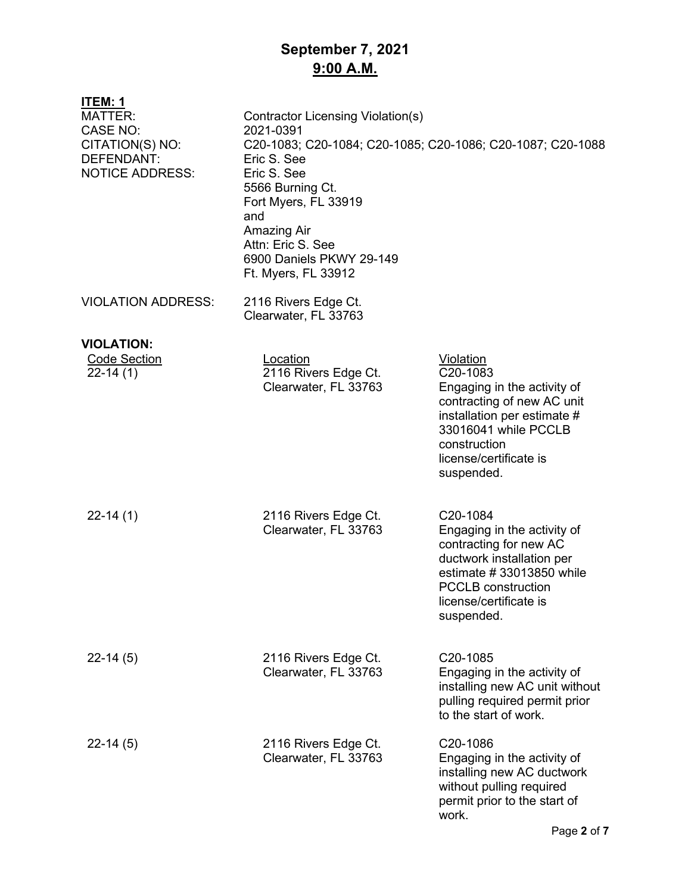# September 7, 2021
## 9:00 A.M.

**ITEM: 1**

MATTER: Contractor Licensing Violation(s)
CASE NO: 2021-0391
CITATION(S) NO: C20-1083; C20-1084; C20-1085; C20-1086; C20-1087; C20-1088
DEFENDANT: Eric S. See
NOTICE ADDRESS: Eric S. See
5566 Burning Ct.
Fort Myers, FL 33919
and
Amazing Air
Attn: Eric S. See
6900 Daniels PKWY 29-149
Ft. Myers, FL 33912

VIOLATION ADDRESS: 2116 Rivers Edge Ct.
Clearwater, FL 33763

**VIOLATION:**

| Code Section | Location | Violation |
|---|---|---|
| 22-14 (1) | 2116 Rivers Edge Ct. Clearwater, FL 33763 | C20-1083 Engaging in the activity of contracting of new AC unit installation per estimate # 33016041 while PCCLB construction license/certificate is suspended. |
| 22-14 (1) | 2116 Rivers Edge Ct. Clearwater, FL 33763 | C20-1084 Engaging in the activity of contracting for new AC ductwork installation per estimate # 33013850 while PCCLB construction license/certificate is suspended. |
| 22-14 (5) | 2116 Rivers Edge Ct. Clearwater, FL 33763 | C20-1085 Engaging in the activity of installing new AC unit without pulling required permit prior to the start of work. |
| 22-14 (5) | 2116 Rivers Edge Ct. Clearwater, FL 33763 | C20-1086 Engaging in the activity of installing new AC ductwork without pulling required permit prior to the start of work. |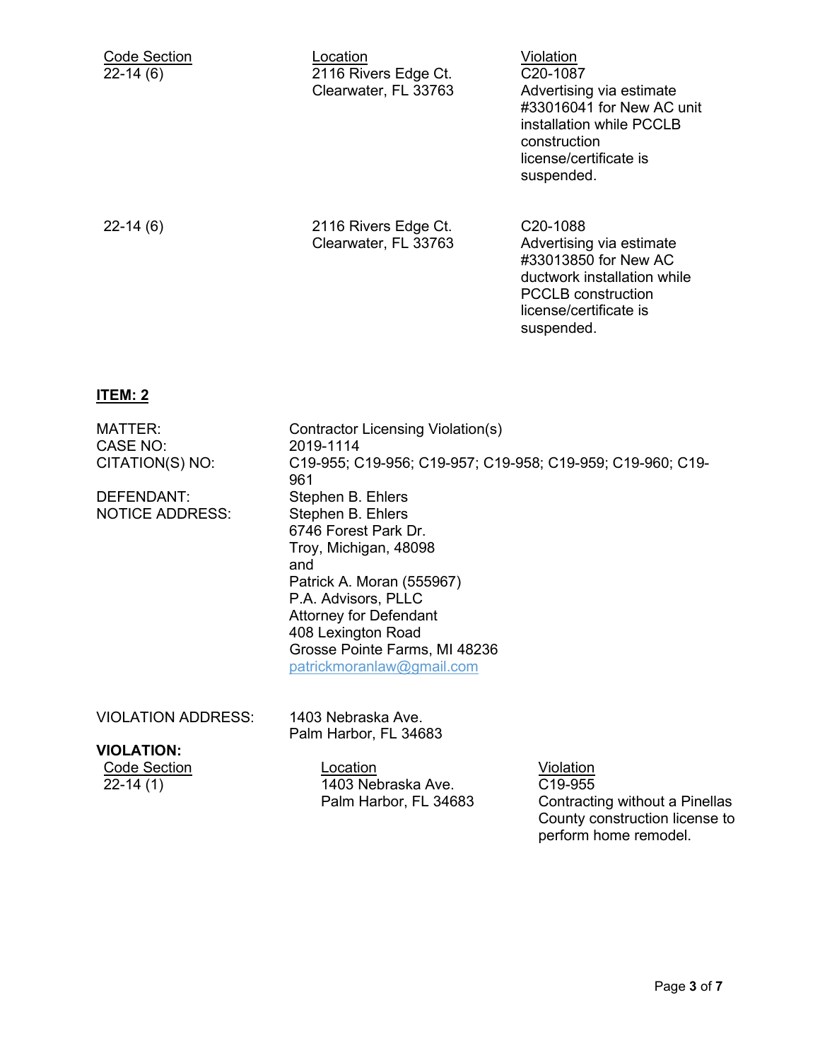| Code Section | Location | Violation |
| --- | --- | --- |
| 22-14 (6) | 2116 Rivers Edge Ct. Clearwater, FL 33763 | C20-1087 Advertising via estimate #33016041 for New AC unit installation while PCCLB construction license/certificate is suspended. |
| 22-14 (6) | 2116 Rivers Edge Ct. Clearwater, FL 33763 | C20-1088 Advertising via estimate #33013850 for New AC ductwork installation while PCCLB construction license/certificate is suspended. |

**ITEM: 2**

MATTER: Contractor Licensing Violation(s)
CASE NO: 2019-1114
CITATION(S) NO: C19-955; C19-956; C19-957; C19-958; C19-959; C19-960; C19-961
DEFENDANT: Stephen B. Ehlers
NOTICE ADDRESS: Stephen B. Ehlers
6746 Forest Park Dr.
Troy, Michigan, 48098
and
Patrick A. Moran (555967)
P.A. Advisors, PLLC
Attorney for Defendant
408 Lexington Road
Grosse Pointe Farms, MI 48236
patrickmoranlaw@gmail.com

VIOLATION ADDRESS: 1403 Nebraska Ave.
Palm Harbor, FL 34683

**VIOLATION:**

| Code Section | Location | Violation |
| --- | --- | --- |
| 22-14 (1) | 1403 Nebraska Ave. Palm Harbor, FL 34683 | C19-955 Contracting without a Pinellas County construction license to perform home remodel. |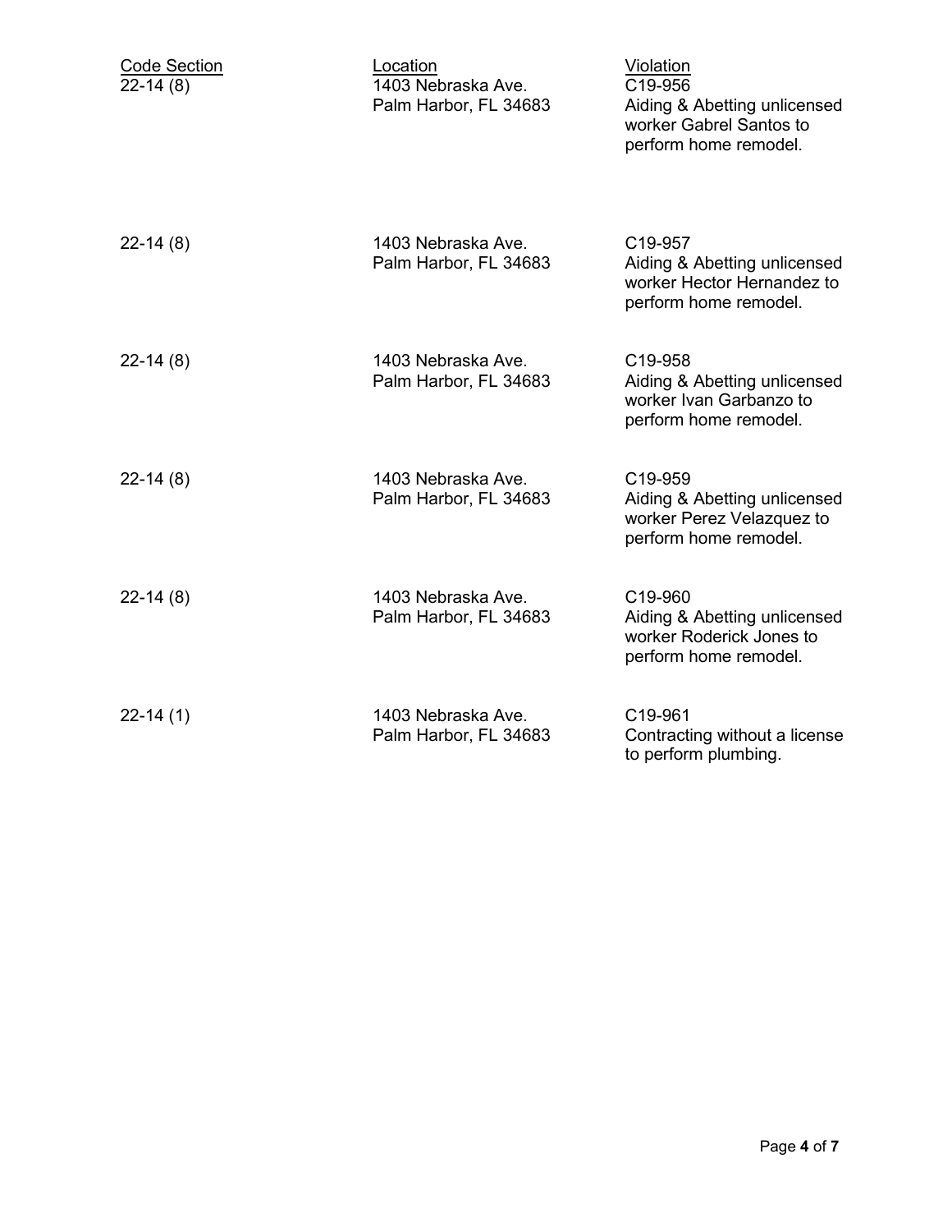| Code Section | Location | Violation |
|---|---|---|
| 22-14 (8) | 1403 Nebraska Ave. Palm Harbor, FL 34683 | C19-956 Aiding & Abetting unlicensed worker Gabrel Santos to perform home remodel. |
| 22-14 (8) | 1403 Nebraska Ave. Palm Harbor, FL 34683 | C19-957 Aiding & Abetting unlicensed worker Hector Hernandez to perform home remodel. |
| 22-14 (8) | 1403 Nebraska Ave. Palm Harbor, FL 34683 | C19-958 Aiding & Abetting unlicensed worker Ivan Garbanzo to perform home remodel. |
| 22-14 (8) | 1403 Nebraska Ave. Palm Harbor, FL 34683 | C19-959 Aiding & Abetting unlicensed worker Perez Velazquez to perform home remodel. |
| 22-14 (8) | 1403 Nebraska Ave. Palm Harbor, FL 34683 | C19-960 Aiding & Abetting unlicensed worker Roderick Jones to perform home remodel. |
| 22-14 (1) | 1403 Nebraska Ave. Palm Harbor, FL 34683 | C19-961 Contracting without a license to perform plumbing. |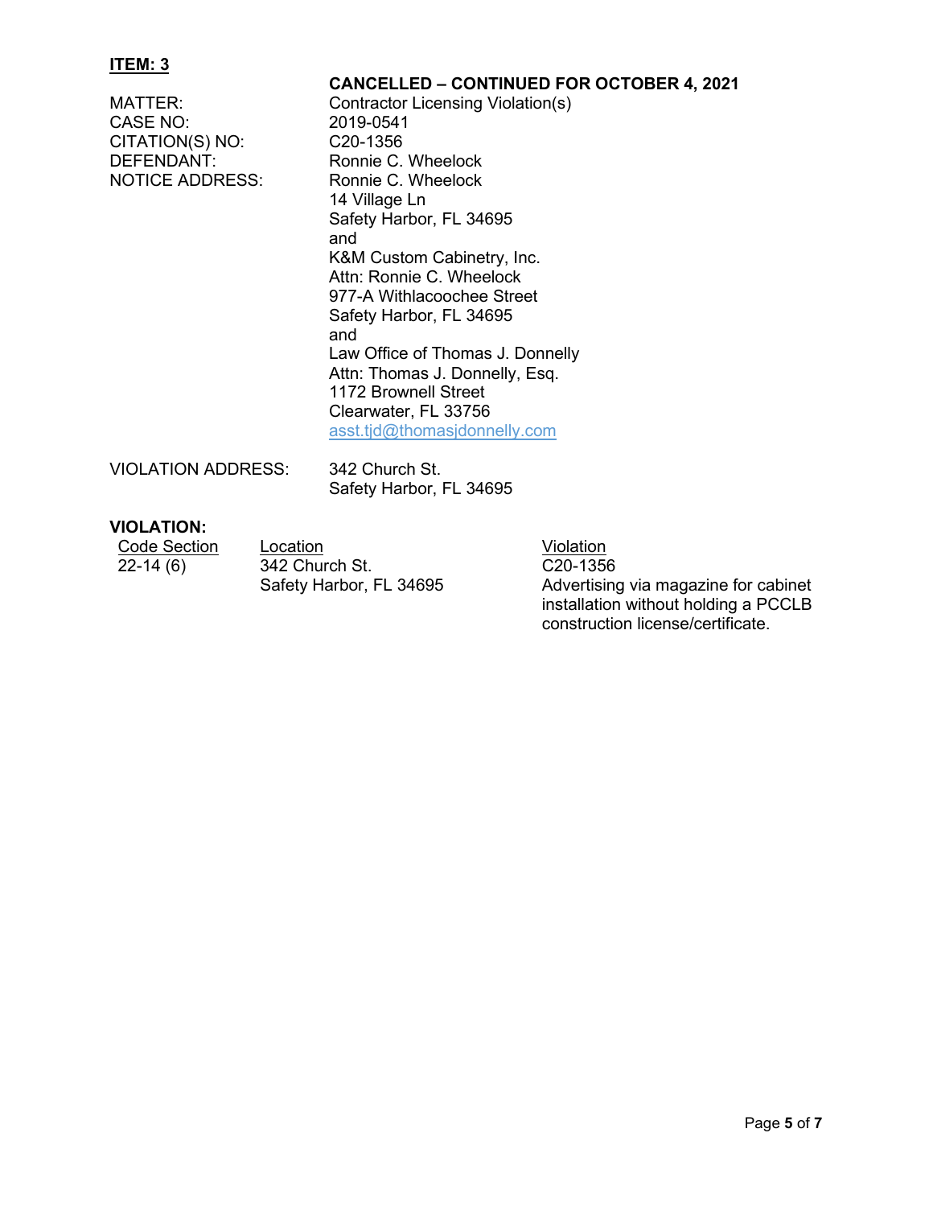**ITEM: 3**

**CANCELLED – CONTINUED FOR OCTOBER 4, 2021**

| | |
|---|---|
| MATTER: | Contractor Licensing Violation(s) |
| CASE NO: | 2019-0541 |
| CITATION(S) NO: | C20-1356 |
| DEFENDANT: | Ronnie C. Wheelock |
| NOTICE ADDRESS: | Ronnie C. Wheelock<br>14 Village Ln<br>Safety Harbor, FL 34695<br>and<br>K&M Custom Cabinetry, Inc.<br>Attn: Ronnie C. Wheelock<br>977-A Withlacoochee Street<br>Safety Harbor, FL 34695<br>and<br>Law Office of Thomas J. Donnelly<br>Attn: Thomas J. Donnelly, Esq.<br>1172 Brownell Street<br>Clearwater, FL 33756<br>asst.tjd@thomasjdonnelly.com |
| VIOLATION ADDRESS: | 342 Church St.<br>Safety Harbor, FL 34695 |

**VIOLATION:**

| Code Section | Location | Violation |
|---|---|---|
| 22-14 (6) | 342 Church St.<br>Safety Harbor, FL 34695 | C20-1356<br>Advertising via magazine for cabinet installation without holding a PCCLB construction license/certificate. |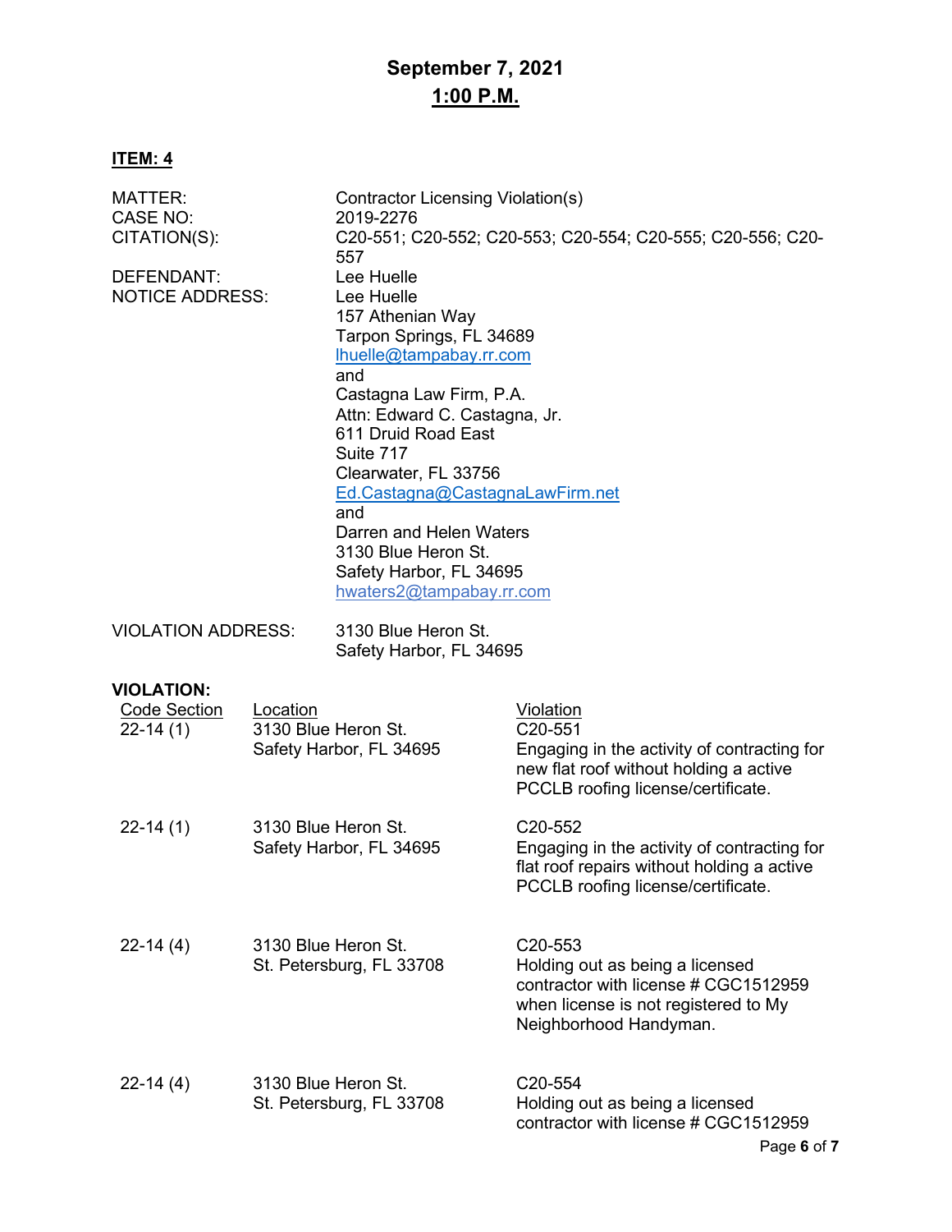# September 7, 2021

## 1:00 P.M.

**ITEM: 4**

MATTER: Contractor Licensing Violation(s)
CASE NO: 2019-2276
CITATION(S): C20-551; C20-552; C20-553; C20-554; C20-555; C20-556; C20-557
DEFENDANT: Lee Huelle
NOTICE ADDRESS: Lee Huelle
157 Athenian Way
Tarpon Springs, FL 34689
lhuelle@tampabay.rr.com
and
Castagna Law Firm, P.A.
Attn: Edward C. Castagna, Jr.
611 Druid Road East
Suite 717
Clearwater, FL 33756
Ed.Castagna@CastagnaLawFirm.net
and
Darren and Helen Waters
3130 Blue Heron St.
Safety Harbor, FL 34695
hwaters2@tampabay.rr.com

VIOLATION ADDRESS: 3130 Blue Heron St.
Safety Harbor, FL 34695

**VIOLATION:**

| Code Section | Location | Violation |
|---|---|---|
| 22-14 (1) | 3130 Blue Heron St. Safety Harbor, FL 34695 | C20-551 Engaging in the activity of contracting for new flat roof without holding a active PCCLB roofing license/certificate. |
| 22-14 (1) | 3130 Blue Heron St. Safety Harbor, FL 34695 | C20-552 Engaging in the activity of contracting for flat roof repairs without holding a active PCCLB roofing license/certificate. |
| 22-14 (4) | 3130 Blue Heron St. St. Petersburg, FL 33708 | C20-553 Holding out as being a licensed contractor with license # CGC1512959 when license is not registered to My Neighborhood Handyman. |
| 22-14 (4) | 3130 Blue Heron St. St. Petersburg, FL 33708 | C20-554 Holding out as being a licensed contractor with license # CGC1512959 |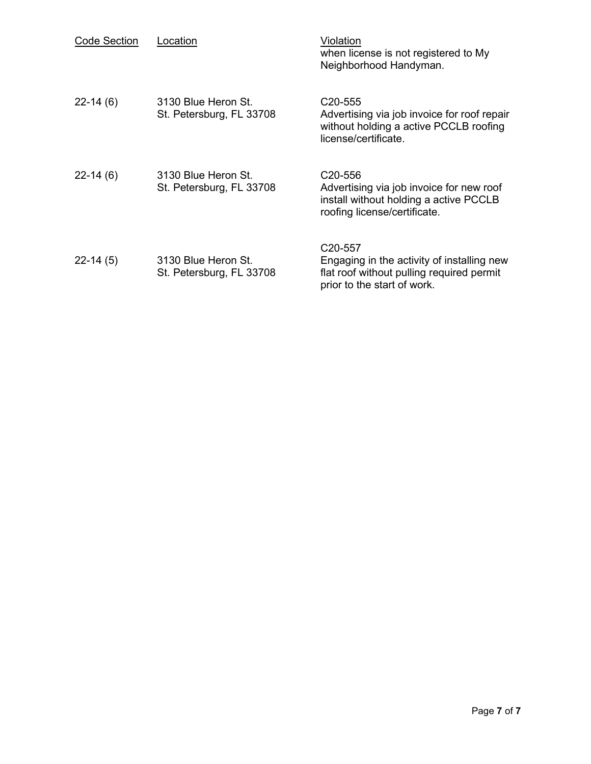| Code Section | Location | Violation |
|---|---|---|
| | | when license is not registered to My Neighborhood Handyman. |
| 22-14 (6) | 3130 Blue Heron St. St. Petersburg, FL 33708 | C20-555 Advertising via job invoice for roof repair without holding a active PCCLB roofing license/certificate. |
| 22-14 (6) | 3130 Blue Heron St. St. Petersburg, FL 33708 | C20-556 Advertising via job invoice for new roof install without holding a active PCCLB roofing license/certificate. |
| 22-14 (5) | 3130 Blue Heron St. St. Petersburg, FL 33708 | C20-557 Engaging in the activity of installing new flat roof without pulling required permit prior to the start of work. |